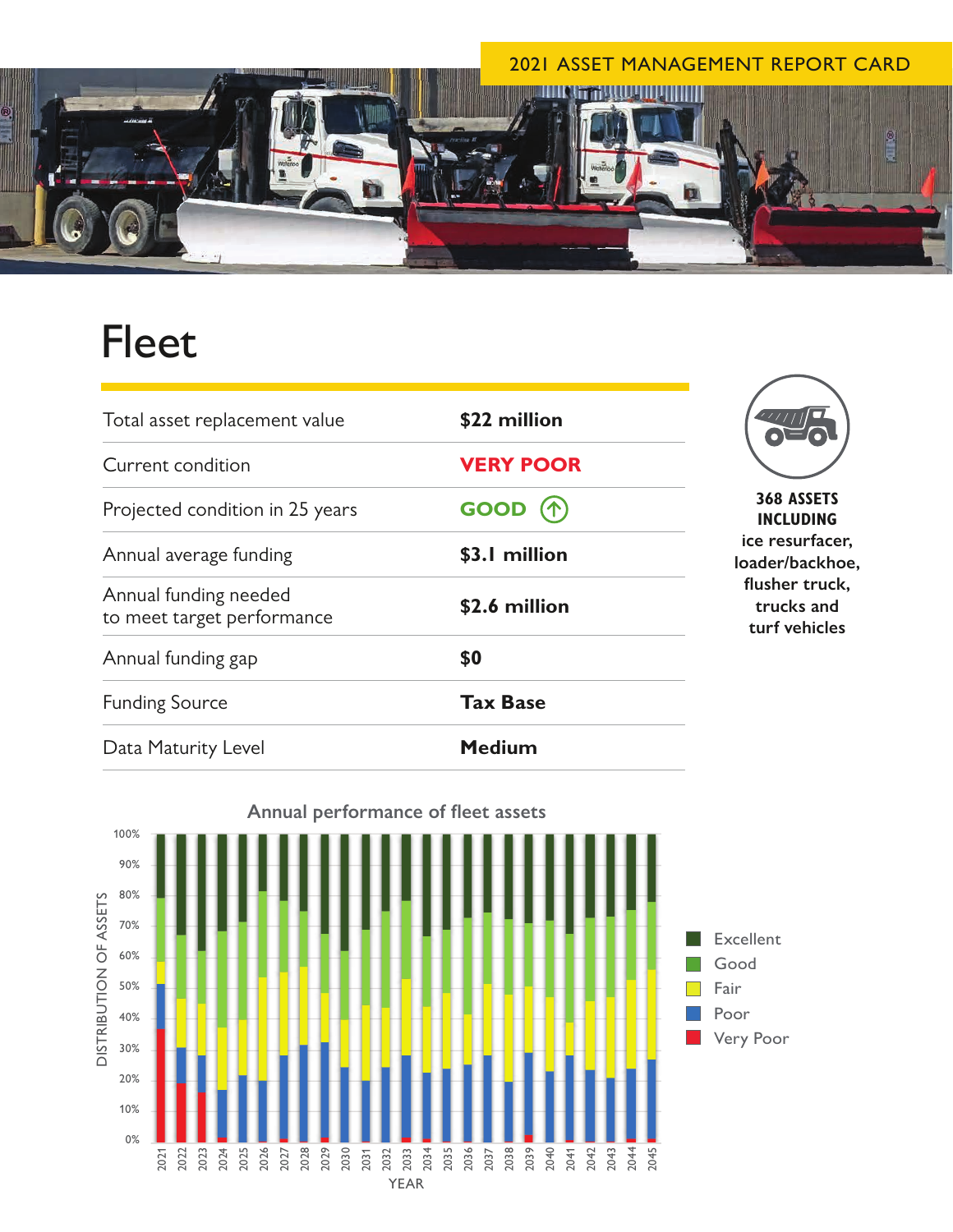2021 ASSET MANAGEMENT REPORT CARD

# Fleet

| | |
|---|---|
| Total asset replacement value | **$22 million** |
| Current condition | **VERY POOR** |
| Projected condition in 25 years | **GOOD** ↑ |
| Annual average funding | **$3.1 million** |
| Annual funding needed to meet target performance | **$2.6 million** |
| Annual funding gap | **$0** |
| Funding Source | **Tax Base** |
| Data Maturity Level | **Medium** |

**368 ASSETS INCLUDING**
**ice resurfacer, loader/backhoe, flusher truck, trucks and turf vehicles**

**Annual performance of fleet assets**

DISTRIBUTION OF ASSETS (0%–100%) by YEAR (2021–2045)

Legend: Excellent, Good, Fair, Poor, Very Poor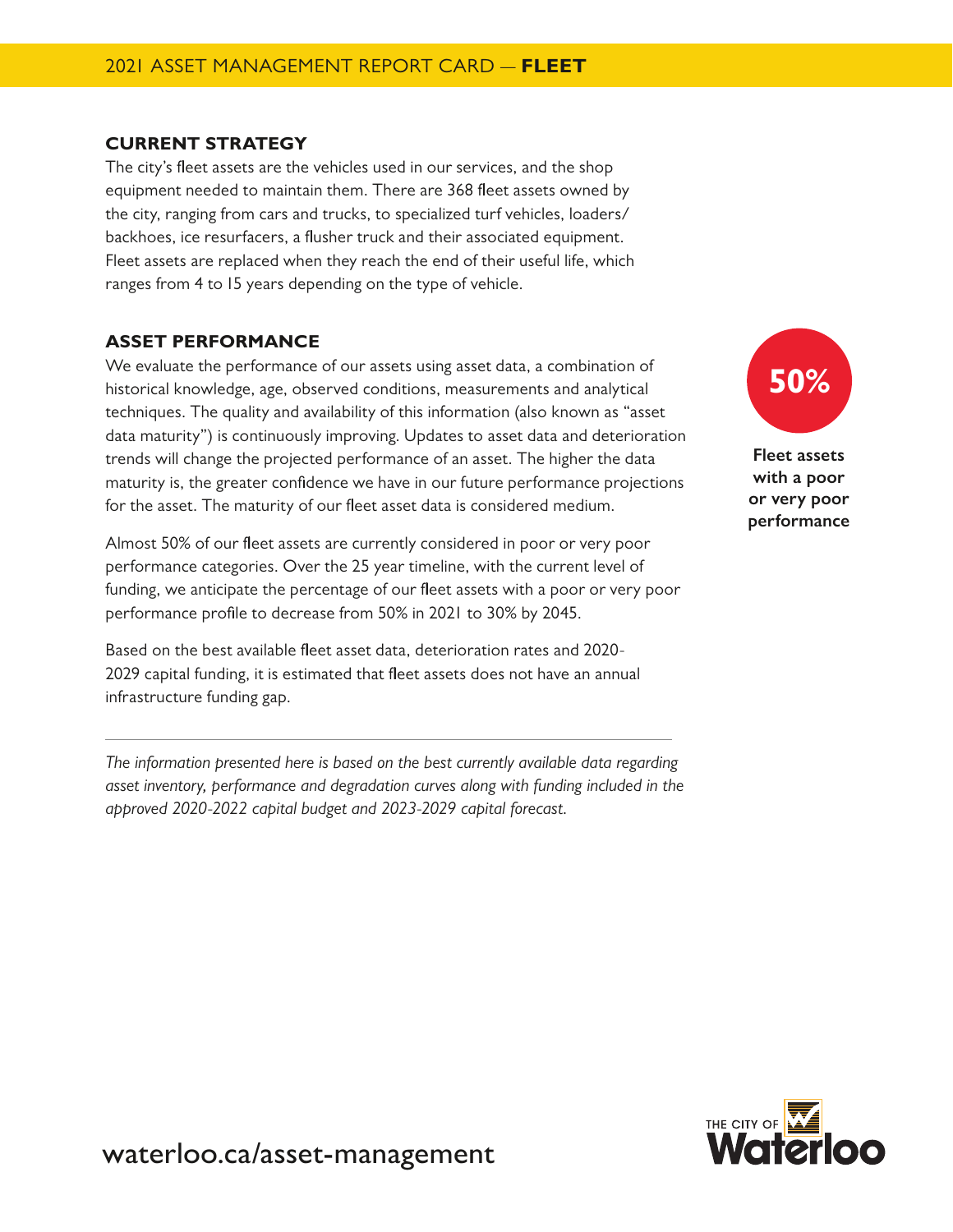## CURRENT STRATEGY

The city's fleet assets are the vehicles used in our services, and the shop equipment needed to maintain them. There are 368 fleet assets owned by the city, ranging from cars and trucks, to specialized turf vehicles, loaders/backhoes, ice resurfacers, a flusher truck and their associated equipment. Fleet assets are replaced when they reach the end of their useful life, which ranges from 4 to 15 years depending on the type of vehicle.

## ASSET PERFORMANCE

We evaluate the performance of our assets using asset data, a combination of historical knowledge, age, observed conditions, measurements and analytical techniques. The quality and availability of this information (also known as "asset data maturity") is continuously improving. Updates to asset data and deterioration trends will change the projected performance of an asset. The higher the data maturity is, the greater confidence we have in our future performance projections for the asset. The maturity of our fleet asset data is considered medium.

**50%**

**Fleet assets with a poor or very poor performance**

Almost 50% of our fleet assets are currently considered in poor or very poor performance categories. Over the 25 year timeline, with the current level of funding, we anticipate the percentage of our fleet assets with a poor or very poor performance profile to decrease from 50% in 2021 to 30% by 2045.

Based on the best available fleet asset data, deterioration rates and 2020-2029 capital funding, it is estimated that fleet assets does not have an annual infrastructure funding gap.

---

*The information presented here is based on the best currently available data regarding asset inventory, performance and degradation curves along with funding included in the approved 2020-2022 capital budget and 2023-2029 capital forecast.*

waterloo.ca/asset-management

THE CITY OF Waterloo